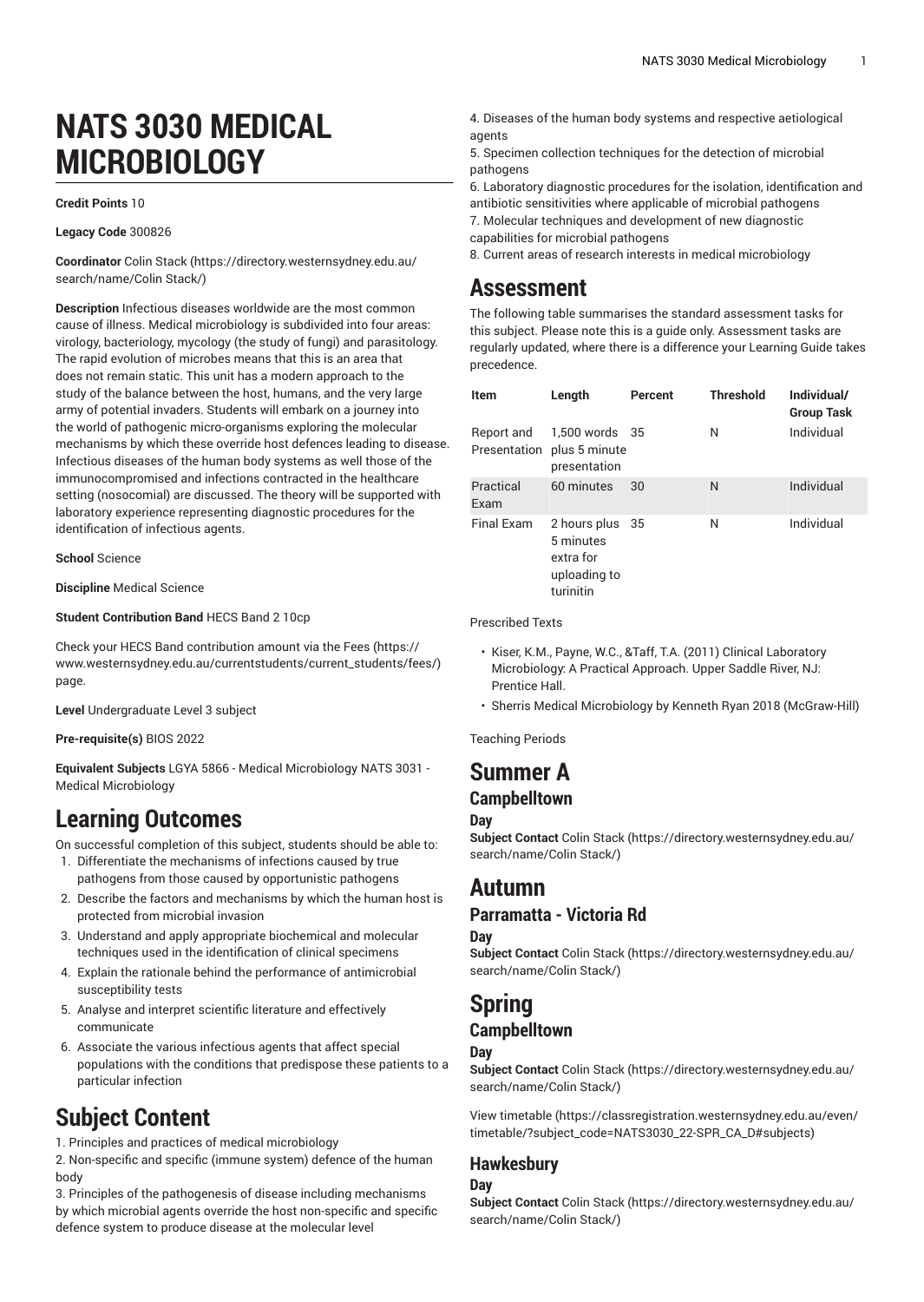# NATS 3030 MEDICAL MICROBIOLOGY

**Credit Points** 10

**Legacy Code** 300826

**Coordinator** Colin Stack (https://directory.westernsydney.edu.au/search/name/Colin Stack/)

**Description** Infectious diseases worldwide are the most common cause of illness. Medical microbiology is subdivided into four areas: virology, bacteriology, mycology (the study of fungi) and parasitology. The rapid evolution of microbes means that this is an area that does not remain static. This unit has a modern approach to the study of the balance between the host, humans, and the very large army of potential invaders. Students will embark on a journey into the world of pathogenic micro-organisms exploring the molecular mechanisms by which these override host defences leading to disease. Infectious diseases of the human body systems as well those of the immunocompromised and infections contracted in the healthcare setting (nosocomial) are discussed. The theory will be supported with laboratory experience representing diagnostic procedures for the identification of infectious agents.

**School** Science

**Discipline** Medical Science

**Student Contribution Band** HECS Band 2 10cp

Check your HECS Band contribution amount via the Fees (https://www.westernsydney.edu.au/currentstudents/current_students/fees/) page.

**Level** Undergraduate Level 3 subject

**Pre-requisite(s)** BIOS 2022

**Equivalent Subjects** LGYA 5866 - Medical Microbiology NATS 3031 - Medical Microbiology

## Learning Outcomes

On successful completion of this subject, students should be able to:

1. Differentiate the mechanisms of infections caused by true pathogens from those caused by opportunistic pathogens
2. Describe the factors and mechanisms by which the human host is protected from microbial invasion
3. Understand and apply appropriate biochemical and molecular techniques used in the identification of clinical specimens
4. Explain the rationale behind the performance of antimicrobial susceptibility tests
5. Analyse and interpret scientific literature and effectively communicate
6. Associate the various infectious agents that affect special populations with the conditions that predispose these patients to a particular infection

## Subject Content

1. Principles and practices of medical microbiology
2. Non-specific and specific (immune system) defence of the human body
3. Principles of the pathogenesis of disease including mechanisms by which microbial agents override the host non-specific and specific defence system to produce disease at the molecular level
4. Diseases of the human body systems and respective aetiological agents
5. Specimen collection techniques for the detection of microbial pathogens
6. Laboratory diagnostic procedures for the isolation, identification and antibiotic sensitivities where applicable of microbial pathogens
7. Molecular techniques and development of new diagnostic capabilities for microbial pathogens
8. Current areas of research interests in medical microbiology

## Assessment

The following table summarises the standard assessment tasks for this subject. Please note this is a guide only. Assessment tasks are regularly updated, where there is a difference your Learning Guide takes precedence.

| Item | Length | Percent | Threshold | Individual/ Group Task |
|---|---|---|---|---|
| Report and Presentation | 1,500 words plus 5 minute presentation | 35 | N | Individual |
| Practical Exam | 60 minutes | 30 | N | Individual |
| Final Exam | 2 hours plus 5 minutes extra for uploading to turinitin | 35 | N | Individual |

Prescribed Texts

- Kiser, K.M., Payne, W.C., &Taff, T.A. (2011) Clinical Laboratory Microbiology: A Practical Approach. Upper Saddle River, NJ: Prentice Hall.
- Sherris Medical Microbiology by Kenneth Ryan 2018 (McGraw-Hill)

Teaching Periods

## Summer A

### Campbelltown

#### Day

**Subject Contact** Colin Stack (https://directory.westernsydney.edu.au/search/name/Colin Stack/)

## Autumn

### Parramatta - Victoria Rd

#### Day

**Subject Contact** Colin Stack (https://directory.westernsydney.edu.au/search/name/Colin Stack/)

## Spring

### Campbelltown

#### Day

**Subject Contact** Colin Stack (https://directory.westernsydney.edu.au/search/name/Colin Stack/)

View timetable (https://classregistration.westernsydney.edu.au/even/timetable/?subject_code=NATS3030_22-SPR_CA_D#subjects)

### Hawkesbury

#### Day

**Subject Contact** Colin Stack (https://directory.westernsydney.edu.au/search/name/Colin Stack/)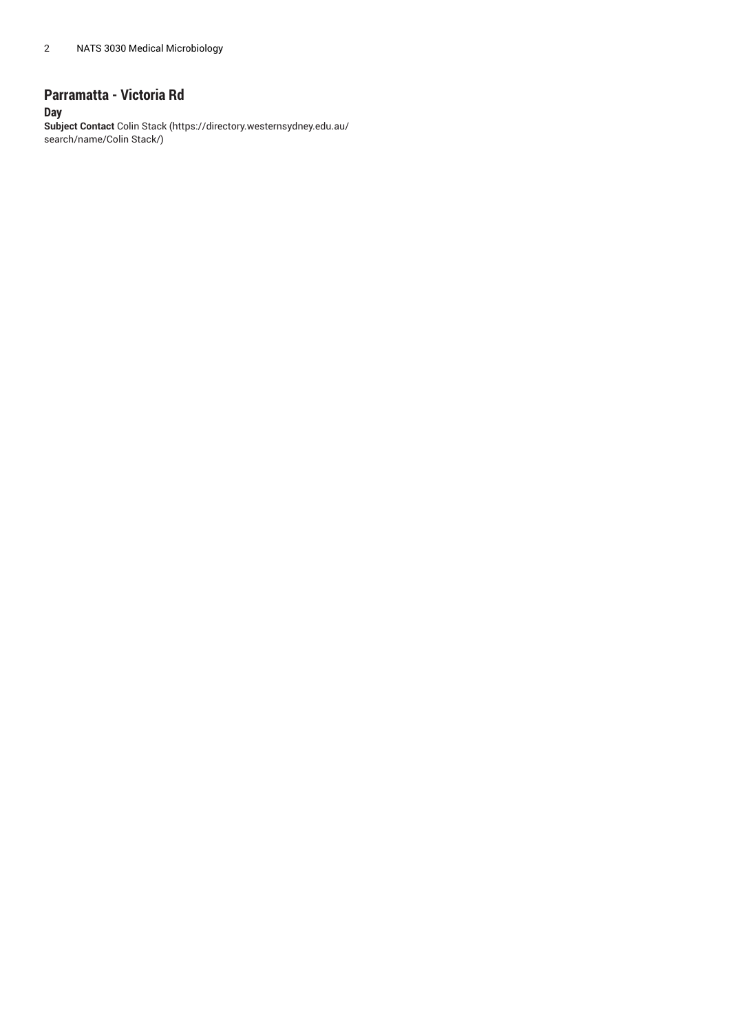## Parramatta - Victoria Rd

### Day

**Subject Contact** Colin Stack (https://directory.westernsydney.edu.au/search/name/Colin Stack/)